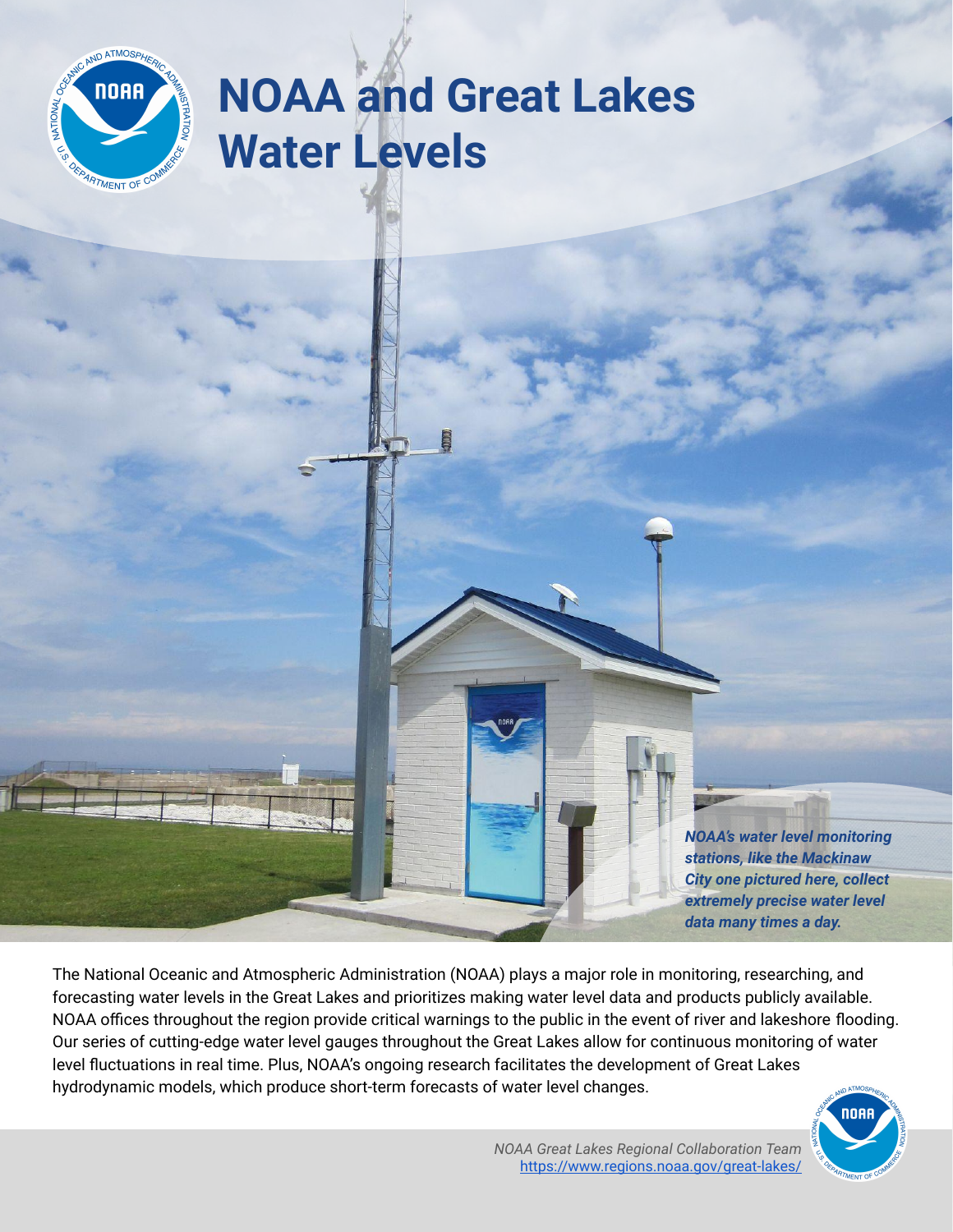# NOAA and Great Lakes Water Levels

***NOAA's water level monitoring stations, like the Mackinaw City one pictured here, collect extremely precise water level data many times a day.***

The National Oceanic and Atmospheric Administration (NOAA) plays a major role in monitoring, researching, and forecasting water levels in the Great Lakes and prioritizes making water level data and products publicly available. NOAA offices throughout the region provide critical warnings to the public in the event of river and lakeshore flooding. Our series of cutting-edge water level gauges throughout the Great Lakes allow for continuous monitoring of water level fluctuations in real time. Plus, NOAA's ongoing research facilitates the development of Great Lakes hydrodynamic models, which produce short-term forecasts of water level changes.

*NOAA Great Lakes Regional Collaboration Team*
https://www.regions.noaa.gov/great-lakes/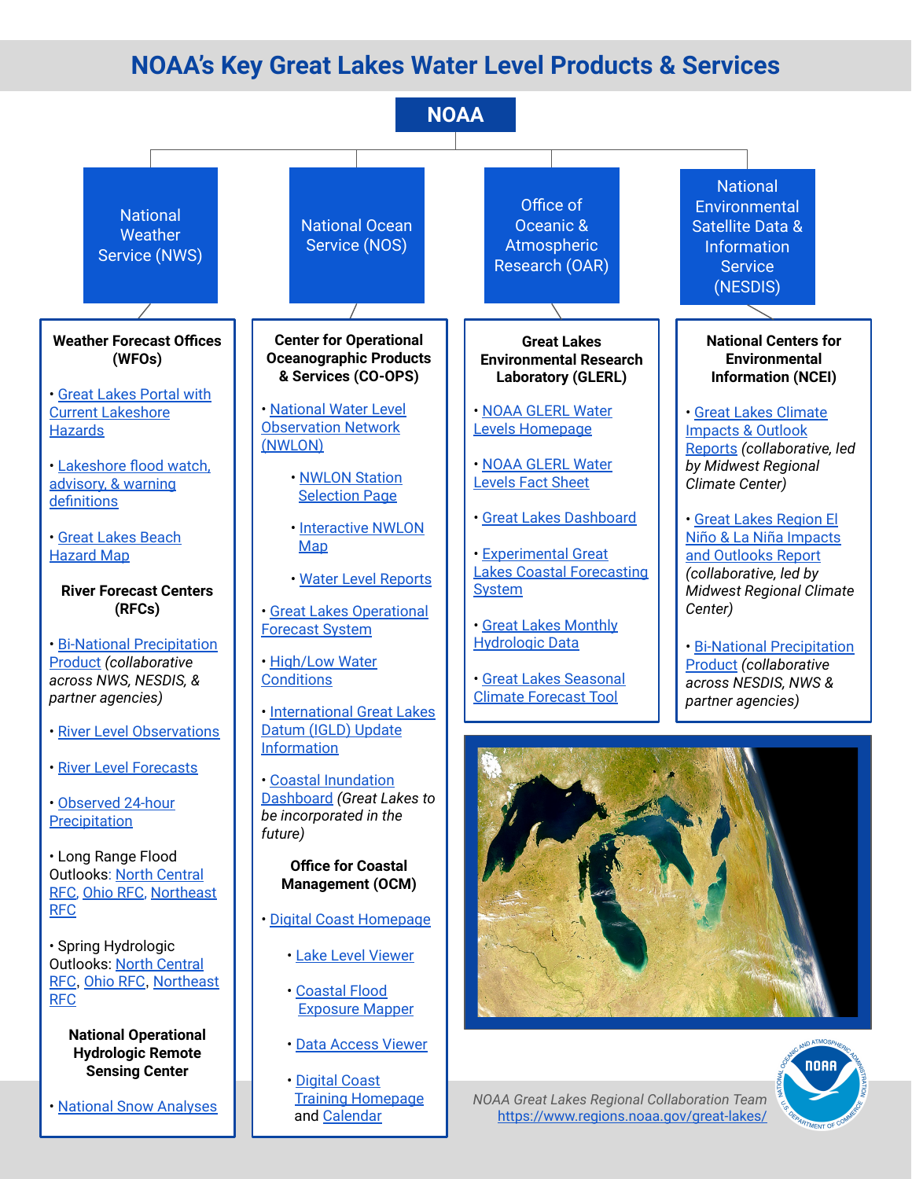# NOAA's Key Great Lakes Water Level Products & Services

## NOAA

### National Weather Service (NWS)

**Weather Forecast Offices (WFOs)**

- Great Lakes Portal with Current Lakeshore Hazards
- Lakeshore flood watch, advisory, & warning definitions
- Great Lakes Beach Hazard Map

**River Forecast Centers (RFCs)**

- Bi-National Precipitation Product *(collaborative across NWS, NESDIS, & partner agencies)*
- River Level Observations
- River Level Forecasts
- Observed 24-hour Precipitation
- Long Range Flood Outlooks: North Central RFC, Ohio RFC, Northeast RFC
- Spring Hydrologic Outlooks: North Central RFC, Ohio RFC, Northeast RFC

**National Operational Hydrologic Remote Sensing Center**

- National Snow Analyses

### National Ocean Service (NOS)

**Center for Operational Oceanographic Products & Services (CO-OPS)**

- National Water Level Observation Network (NWLON)
  - NWLON Station Selection Page
  - Interactive NWLON Map
  - Water Level Reports
- Great Lakes Operational Forecast System
- High/Low Water Conditions
- International Great Lakes Datum (IGLD) Update Information
- Coastal Inundation Dashboard *(Great Lakes to be incorporated in the future)*

**Office for Coastal Management (OCM)**

- Digital Coast Homepage
  - Lake Level Viewer
  - Coastal Flood Exposure Mapper
  - Data Access Viewer
  - Digital Coast Training Homepage and Calendar

### Office of Oceanic & Atmospheric Research (OAR)

**Great Lakes Environmental Research Laboratory (GLERL)**

- NOAA GLERL Water Levels Homepage
- NOAA GLERL Water Levels Fact Sheet
- Great Lakes Dashboard
- Experimental Great Lakes Coastal Forecasting System
- Great Lakes Monthly Hydrologic Data
- Great Lakes Seasonal Climate Forecast Tool

### National Environmental Satellite Data & Information Service (NESDIS)

**National Centers for Environmental Information (NCEI)**

- Great Lakes Climate Impacts & Outlook Reports *(collaborative, led by Midwest Regional Climate Center)*
- Great Lakes Region El Niño & La Niña Impacts and Outlooks Report *(collaborative, led by Midwest Regional Climate Center)*
- Bi-National Precipitation Product *(collaborative across NESDIS, NWS & partner agencies)*

*NOAA Great Lakes Regional Collaboration Team*
https://www.regions.noaa.gov/great-lakes/